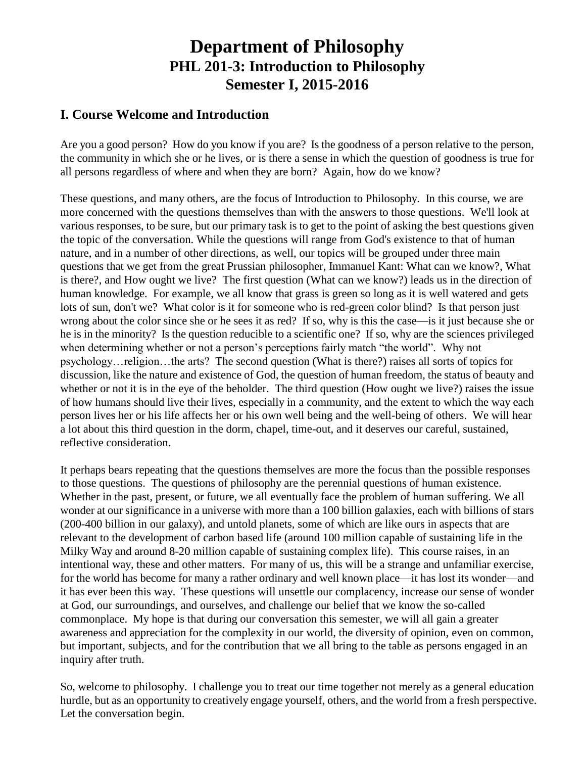# Department of Philosophy

## PHL 201-3: Introduction to Philosophy

## Semester I, 2015-2016

## I. Course Welcome and Introduction

Are you a good person? How do you know if you are? Is the goodness of a person relative to the person, the community in which she or he lives, or is there a sense in which the question of goodness is true for all persons regardless of where and when they are born? Again, how do we know?

These questions, and many others, are the focus of Introduction to Philosophy. In this course, we are more concerned with the questions themselves than with the answers to those questions. We'll look at various responses, to be sure, but our primary task is to get to the point of asking the best questions given the topic of the conversation. While the questions will range from God's existence to that of human nature, and in a number of other directions, as well, our topics will be grouped under three main questions that we get from the great Prussian philosopher, Immanuel Kant: What can we know?, What is there?, and How ought we live? The first question (What can we know?) leads us in the direction of human knowledge. For example, we all know that grass is green so long as it is well watered and gets lots of sun, don't we? What color is it for someone who is red-green color blind? Is that person just wrong about the color since she or he sees it as red? If so, why is this the case—is it just because she or he is in the minority? Is the question reducible to a scientific one? If so, why are the sciences privileged when determining whether or not a person's perceptions fairly match "the world". Why not psychology…religion…the arts? The second question (What is there?) raises all sorts of topics for discussion, like the nature and existence of God, the question of human freedom, the status of beauty and whether or not it is in the eye of the beholder. The third question (How ought we live?) raises the issue of how humans should live their lives, especially in a community, and the extent to which the way each person lives her or his life affects her or his own well being and the well-being of others. We will hear a lot about this third question in the dorm, chapel, time-out, and it deserves our careful, sustained, reflective consideration.

It perhaps bears repeating that the questions themselves are more the focus than the possible responses to those questions. The questions of philosophy are the perennial questions of human existence. Whether in the past, present, or future, we all eventually face the problem of human suffering. We all wonder at our significance in a universe with more than a 100 billion galaxies, each with billions of stars (200-400 billion in our galaxy), and untold planets, some of which are like ours in aspects that are relevant to the development of carbon based life (around 100 million capable of sustaining life in the Milky Way and around 8-20 million capable of sustaining complex life). This course raises, in an intentional way, these and other matters. For many of us, this will be a strange and unfamiliar exercise, for the world has become for many a rather ordinary and well known place—it has lost its wonder—and it has ever been this way. These questions will unsettle our complacency, increase our sense of wonder at God, our surroundings, and ourselves, and challenge our belief that we know the so-called commonplace. My hope is that during our conversation this semester, we will all gain a greater awareness and appreciation for the complexity in our world, the diversity of opinion, even on common, but important, subjects, and for the contribution that we all bring to the table as persons engaged in an inquiry after truth.

So, welcome to philosophy. I challenge you to treat our time together not merely as a general education hurdle, but as an opportunity to creatively engage yourself, others, and the world from a fresh perspective. Let the conversation begin.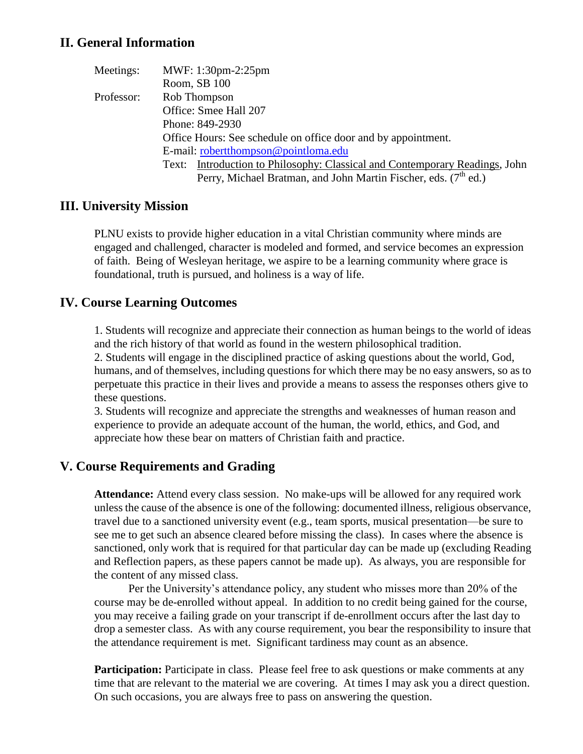## II. General Information

Meetings: MWF: 1:30pm-2:25pm
Room, SB 100

Professor: Rob Thompson
Office: Smee Hall 207
Phone: 849-2930
Office Hours: See schedule on office door and by appointment.
E-mail: robertthompson@pointloma.edu
Text: Introduction to Philosophy: Classical and Contemporary Readings, John Perry, Michael Bratman, and John Martin Fischer, eds. (7th ed.)

## III. University Mission

PLNU exists to provide higher education in a vital Christian community where minds are engaged and challenged, character is modeled and formed, and service becomes an expression of faith. Being of Wesleyan heritage, we aspire to be a learning community where grace is foundational, truth is pursued, and holiness is a way of life.

## IV. Course Learning Outcomes

1. Students will recognize and appreciate their connection as human beings to the world of ideas and the rich history of that world as found in the western philosophical tradition.
2. Students will engage in the disciplined practice of asking questions about the world, God, humans, and of themselves, including questions for which there may be no easy answers, so as to perpetuate this practice in their lives and provide a means to assess the responses others give to these questions.
3. Students will recognize and appreciate the strengths and weaknesses of human reason and experience to provide an adequate account of the human, the world, ethics, and God, and appreciate how these bear on matters of Christian faith and practice.

## V. Course Requirements and Grading

**Attendance:** Attend every class session. No make-ups will be allowed for any required work unless the cause of the absence is one of the following: documented illness, religious observance, travel due to a sanctioned university event (e.g., team sports, musical presentation—be sure to see me to get such an absence cleared before missing the class). In cases where the absence is sanctioned, only work that is required for that particular day can be made up (excluding Reading and Reflection papers, as these papers cannot be made up). As always, you are responsible for the content of any missed class.

Per the University's attendance policy, any student who misses more than 20% of the course may be de-enrolled without appeal. In addition to no credit being gained for the course, you may receive a failing grade on your transcript if de-enrollment occurs after the last day to drop a semester class. As with any course requirement, you bear the responsibility to insure that the attendance requirement is met. Significant tardiness may count as an absence.

**Participation:** Participate in class. Please feel free to ask questions or make comments at any time that are relevant to the material we are covering. At times I may ask you a direct question. On such occasions, you are always free to pass on answering the question.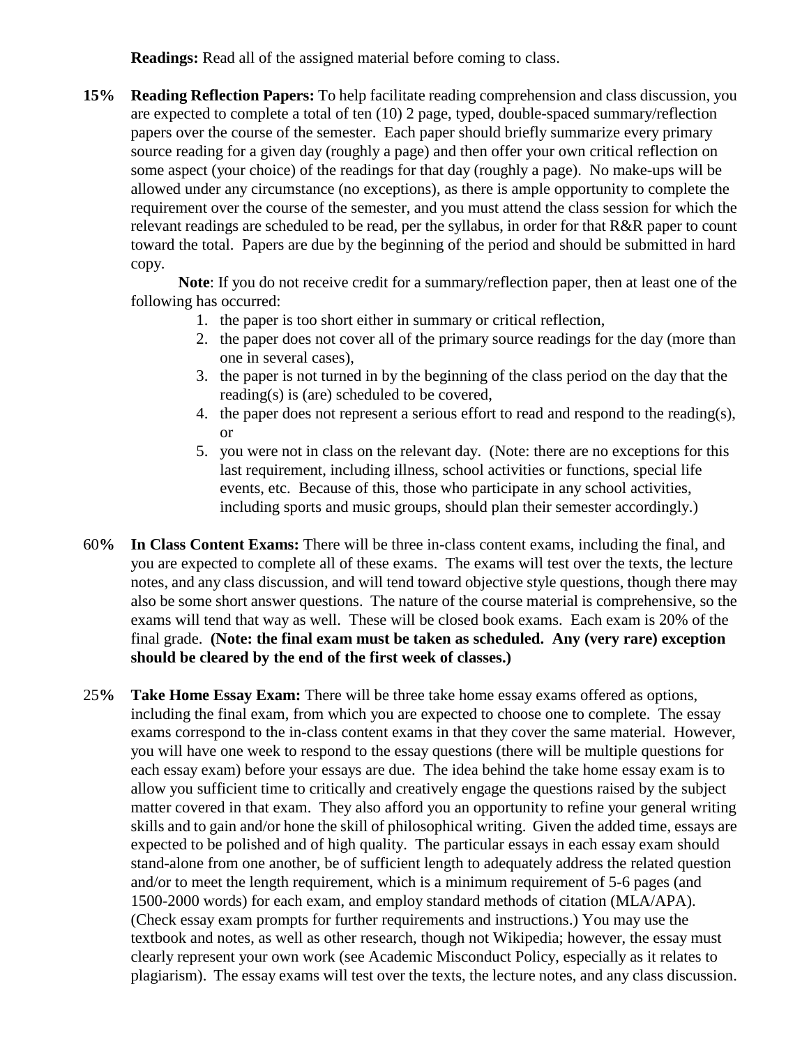**Readings:** Read all of the assigned material before coming to class.

**15% Reading Reflection Papers:** To help facilitate reading comprehension and class discussion, you are expected to complete a total of ten (10) 2 page, typed, double-spaced summary/reflection papers over the course of the semester. Each paper should briefly summarize every primary source reading for a given day (roughly a page) and then offer your own critical reflection on some aspect (your choice) of the readings for that day (roughly a page). No make-ups will be allowed under any circumstance (no exceptions), as there is ample opportunity to complete the requirement over the course of the semester, and you must attend the class session for which the relevant readings are scheduled to be read, per the syllabus, in order for that R&R paper to count toward the total. Papers are due by the beginning of the period and should be submitted in hard copy.

**Note**: If you do not receive credit for a summary/reflection paper, then at least one of the following has occurred:

1. the paper is too short either in summary or critical reflection,
2. the paper does not cover all of the primary source readings for the day (more than one in several cases),
3. the paper is not turned in by the beginning of the class period on the day that the reading(s) is (are) scheduled to be covered,
4. the paper does not represent a serious effort to read and respond to the reading(s), or
5. you were not in class on the relevant day. (Note: there are no exceptions for this last requirement, including illness, school activities or functions, special life events, etc. Because of this, those who participate in any school activities, including sports and music groups, should plan their semester accordingly.)

60**% In Class Content Exams:** There will be three in-class content exams, including the final, and you are expected to complete all of these exams. The exams will test over the texts, the lecture notes, and any class discussion, and will tend toward objective style questions, though there may also be some short answer questions. The nature of the course material is comprehensive, so the exams will tend that way as well. These will be closed book exams. Each exam is 20% of the final grade. **(Note: the final exam must be taken as scheduled. Any (very rare) exception should be cleared by the end of the first week of classes.)**

25**% Take Home Essay Exam:** There will be three take home essay exams offered as options, including the final exam, from which you are expected to choose one to complete. The essay exams correspond to the in-class content exams in that they cover the same material. However, you will have one week to respond to the essay questions (there will be multiple questions for each essay exam) before your essays are due. The idea behind the take home essay exam is to allow you sufficient time to critically and creatively engage the questions raised by the subject matter covered in that exam. They also afford you an opportunity to refine your general writing skills and to gain and/or hone the skill of philosophical writing. Given the added time, essays are expected to be polished and of high quality. The particular essays in each essay exam should stand-alone from one another, be of sufficient length to adequately address the related question and/or to meet the length requirement, which is a minimum requirement of 5-6 pages (and 1500-2000 words) for each exam, and employ standard methods of citation (MLA/APA). (Check essay exam prompts for further requirements and instructions.) You may use the textbook and notes, as well as other research, though not Wikipedia; however, the essay must clearly represent your own work (see Academic Misconduct Policy, especially as it relates to plagiarism). The essay exams will test over the texts, the lecture notes, and any class discussion.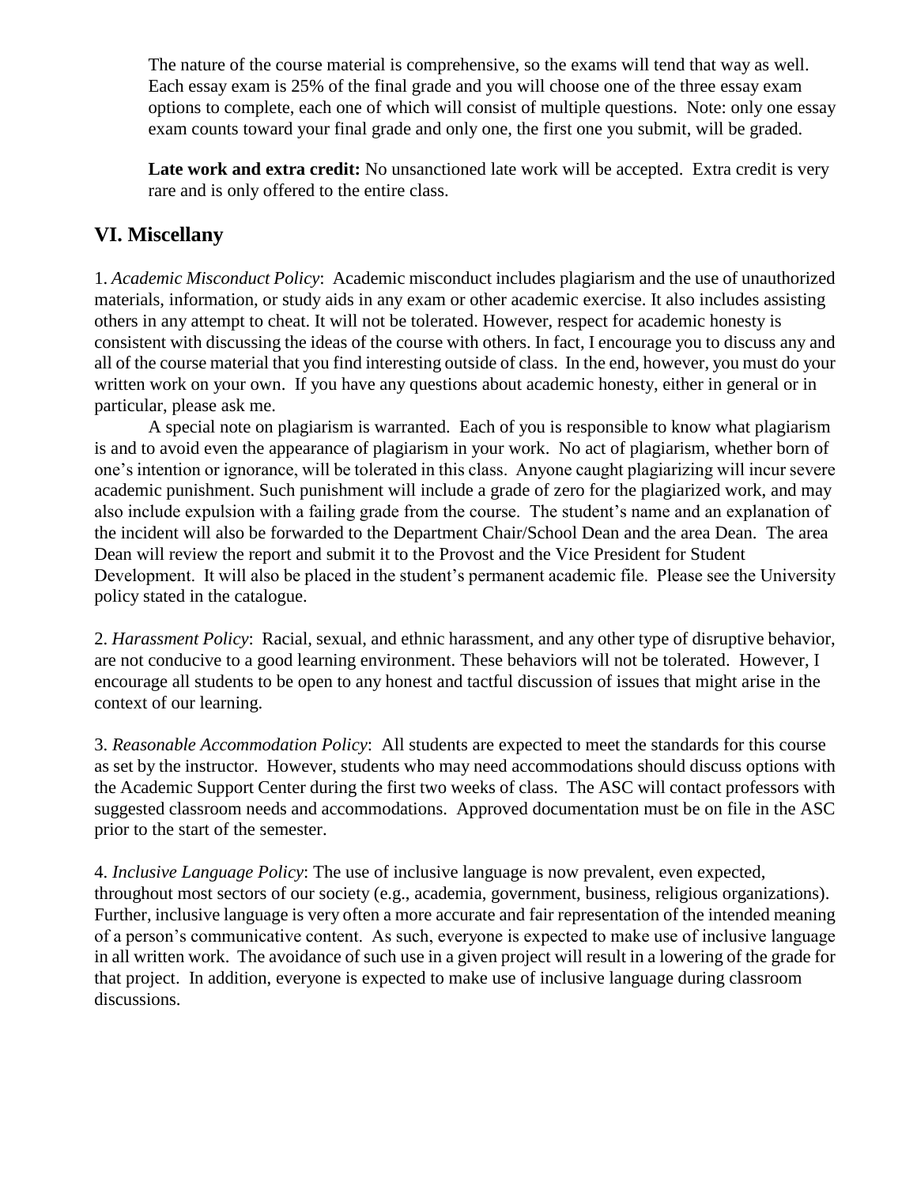The nature of the course material is comprehensive, so the exams will tend that way as well. Each essay exam is 25% of the final grade and you will choose one of the three essay exam options to complete, each one of which will consist of multiple questions. Note: only one essay exam counts toward your final grade and only one, the first one you submit, will be graded.

**Late work and extra credit:** No unsanctioned late work will be accepted. Extra credit is very rare and is only offered to the entire class.

## VI. Miscellany

1. *Academic Misconduct Policy*: Academic misconduct includes plagiarism and the use of unauthorized materials, information, or study aids in any exam or other academic exercise. It also includes assisting others in any attempt to cheat. It will not be tolerated. However, respect for academic honesty is consistent with discussing the ideas of the course with others. In fact, I encourage you to discuss any and all of the course material that you find interesting outside of class. In the end, however, you must do your written work on your own. If you have any questions about academic honesty, either in general or in particular, please ask me.

A special note on plagiarism is warranted. Each of you is responsible to know what plagiarism is and to avoid even the appearance of plagiarism in your work. No act of plagiarism, whether born of one's intention or ignorance, will be tolerated in this class. Anyone caught plagiarizing will incur severe academic punishment. Such punishment will include a grade of zero for the plagiarized work, and may also include expulsion with a failing grade from the course. The student's name and an explanation of the incident will also be forwarded to the Department Chair/School Dean and the area Dean. The area Dean will review the report and submit it to the Provost and the Vice President for Student Development. It will also be placed in the student's permanent academic file. Please see the University policy stated in the catalogue.

2. *Harassment Policy*: Racial, sexual, and ethnic harassment, and any other type of disruptive behavior, are not conducive to a good learning environment. These behaviors will not be tolerated. However, I encourage all students to be open to any honest and tactful discussion of issues that might arise in the context of our learning.

3. *Reasonable Accommodation Policy*: All students are expected to meet the standards for this course as set by the instructor. However, students who may need accommodations should discuss options with the Academic Support Center during the first two weeks of class. The ASC will contact professors with suggested classroom needs and accommodations. Approved documentation must be on file in the ASC prior to the start of the semester.

4. *Inclusive Language Policy*: The use of inclusive language is now prevalent, even expected, throughout most sectors of our society (e.g., academia, government, business, religious organizations). Further, inclusive language is very often a more accurate and fair representation of the intended meaning of a person's communicative content. As such, everyone is expected to make use of inclusive language in all written work. The avoidance of such use in a given project will result in a lowering of the grade for that project. In addition, everyone is expected to make use of inclusive language during classroom discussions.